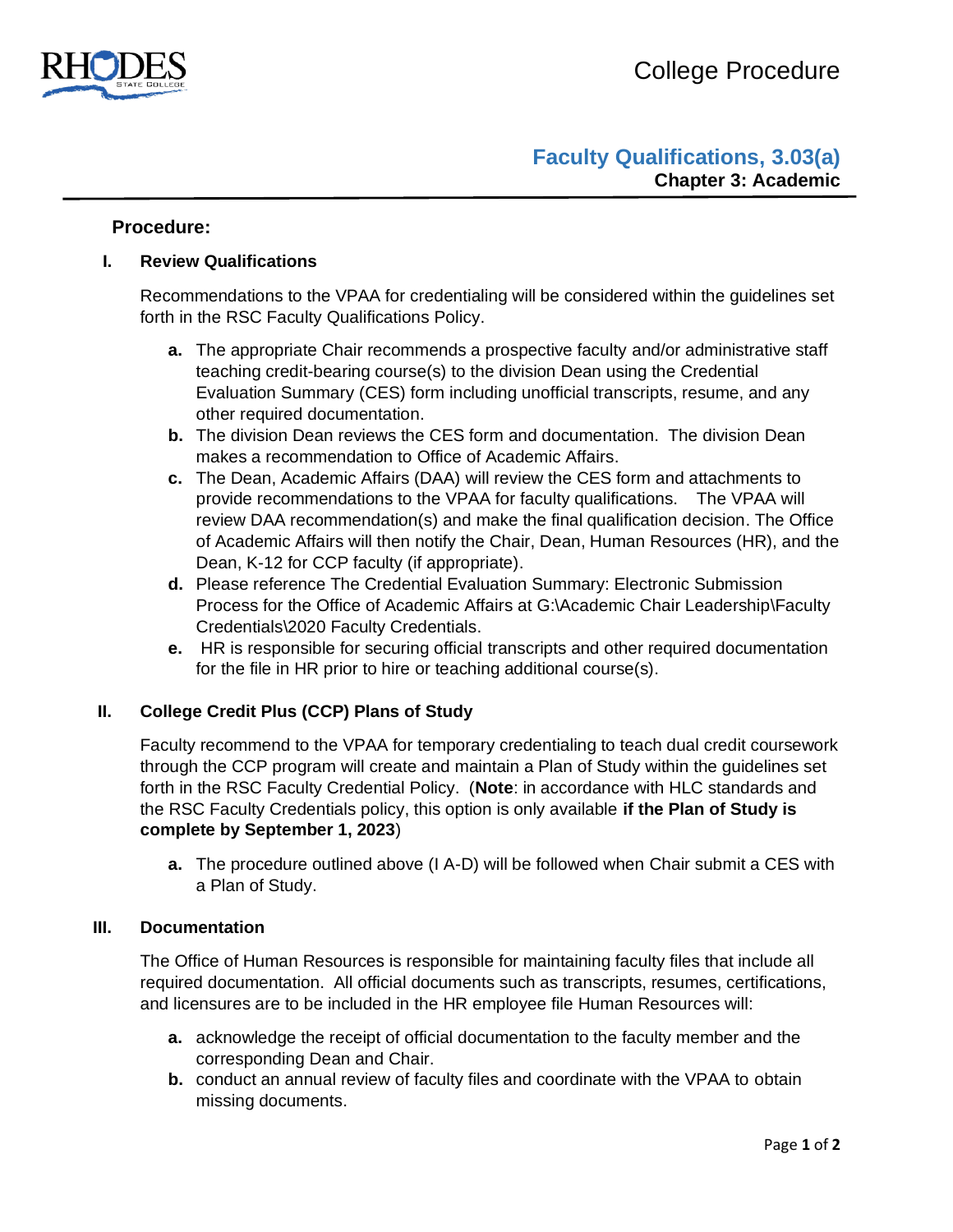College Procedure

# Faculty Qualifications, 3.03(a)

**Chapter 3: Academic**

## Procedure:

### I. Review Qualifications

Recommendations to the VPAA for credentialing will be considered within the guidelines set forth in the RSC Faculty Qualifications Policy.

- **a.** The appropriate Chair recommends a prospective faculty and/or administrative staff teaching credit-bearing course(s) to the division Dean using the Credential Evaluation Summary (CES) form including unofficial transcripts, resume, and any other required documentation.
- **b.** The division Dean reviews the CES form and documentation. The division Dean makes a recommendation to Office of Academic Affairs.
- **c.** The Dean, Academic Affairs (DAA) will review the CES form and attachments to provide recommendations to the VPAA for faculty qualifications. The VPAA will review DAA recommendation(s) and make the final qualification decision. The Office of Academic Affairs will then notify the Chair, Dean, Human Resources (HR), and the Dean, K-12 for CCP faculty (if appropriate).
- **d.** Please reference The Credential Evaluation Summary: Electronic Submission Process for the Office of Academic Affairs at G:\Academic Chair Leadership\Faculty Credentials\2020 Faculty Credentials.
- **e.** HR is responsible for securing official transcripts and other required documentation for the file in HR prior to hire or teaching additional course(s).

### II. College Credit Plus (CCP) Plans of Study

Faculty recommend to the VPAA for temporary credentialing to teach dual credit coursework through the CCP program will create and maintain a Plan of Study within the guidelines set forth in the RSC Faculty Credential Policy. (**Note**: in accordance with HLC standards and the RSC Faculty Credentials policy, this option is only available **if the Plan of Study is complete by September 1, 2023**)

- **a.** The procedure outlined above (I A-D) will be followed when Chair submit a CES with a Plan of Study.

### III. Documentation

The Office of Human Resources is responsible for maintaining faculty files that include all required documentation. All official documents such as transcripts, resumes, certifications, and licensures are to be included in the HR employee file Human Resources will:

- **a.** acknowledge the receipt of official documentation to the faculty member and the corresponding Dean and Chair.
- **b.** conduct an annual review of faculty files and coordinate with the VPAA to obtain missing documents.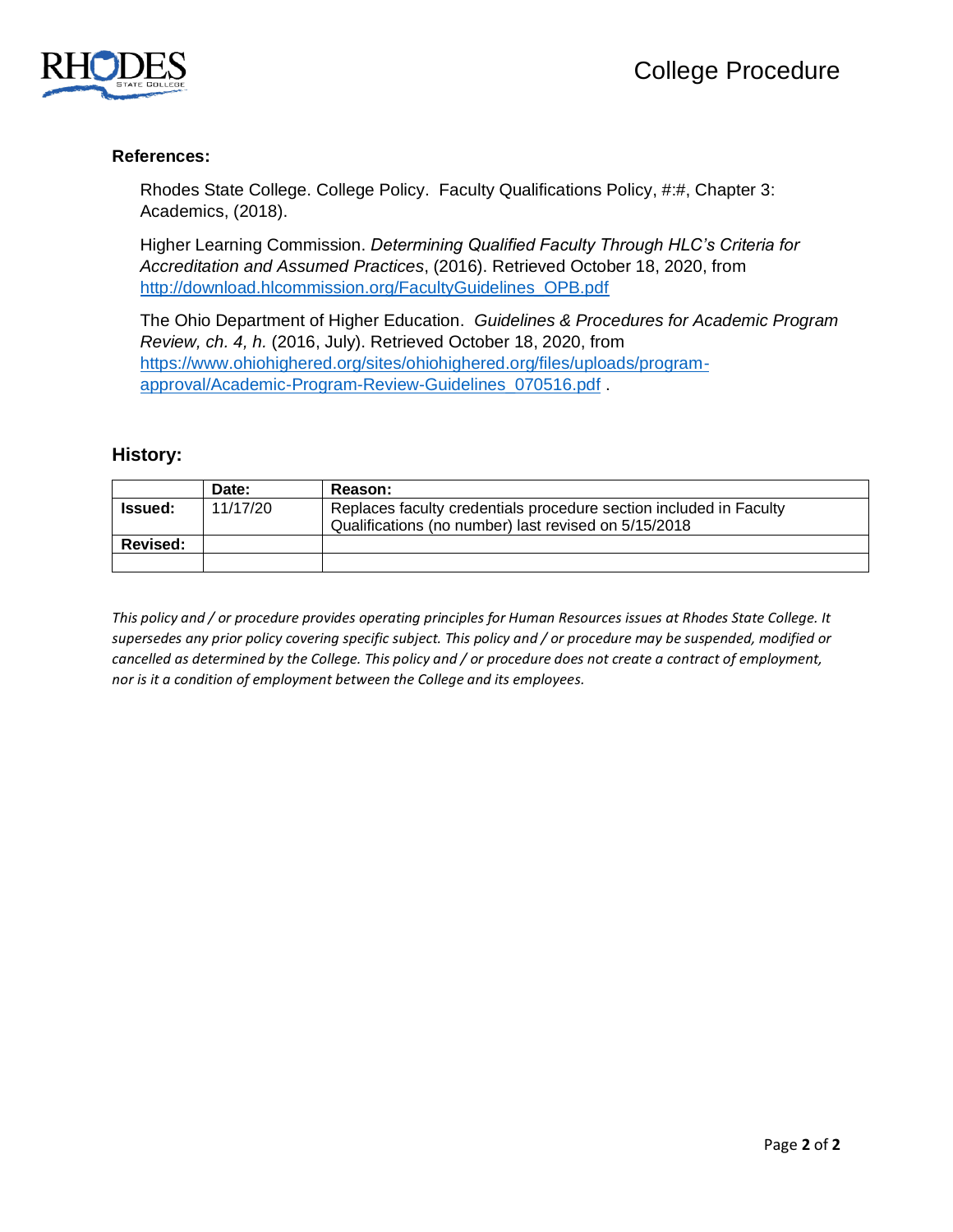### References:

Rhodes State College. College Policy. Faculty Qualifications Policy, #:#, Chapter 3: Academics, (2018).

Higher Learning Commission. *Determining Qualified Faculty Through HLC's Criteria for Accreditation and Assumed Practices*, (2016). Retrieved October 18, 2020, from http://download.hlcommission.org/FacultyGuidelines_OPB.pdf

The Ohio Department of Higher Education. *Guidelines & Procedures for Academic Program Review, ch. 4, h.* (2016, July). Retrieved October 18, 2020, from https://www.ohiohighered.org/sites/ohiohighered.org/files/uploads/program-approval/Academic-Program-Review-Guidelines_070516.pdf .

### History:

| | Date: | Reason: |
|---|---|---|
| **Issued:** | 11/17/20 | Replaces faculty credentials procedure section included in Faculty Qualifications (no number) last revised on 5/15/2018 |
| **Revised:** | | |
| | | |

*This policy and / or procedure provides operating principles for Human Resources issues at Rhodes State College. It supersedes any prior policy covering specific subject. This policy and / or procedure may be suspended, modified or cancelled as determined by the College. This policy and / or procedure does not create a contract of employment, nor is it a condition of employment between the College and its employees.*